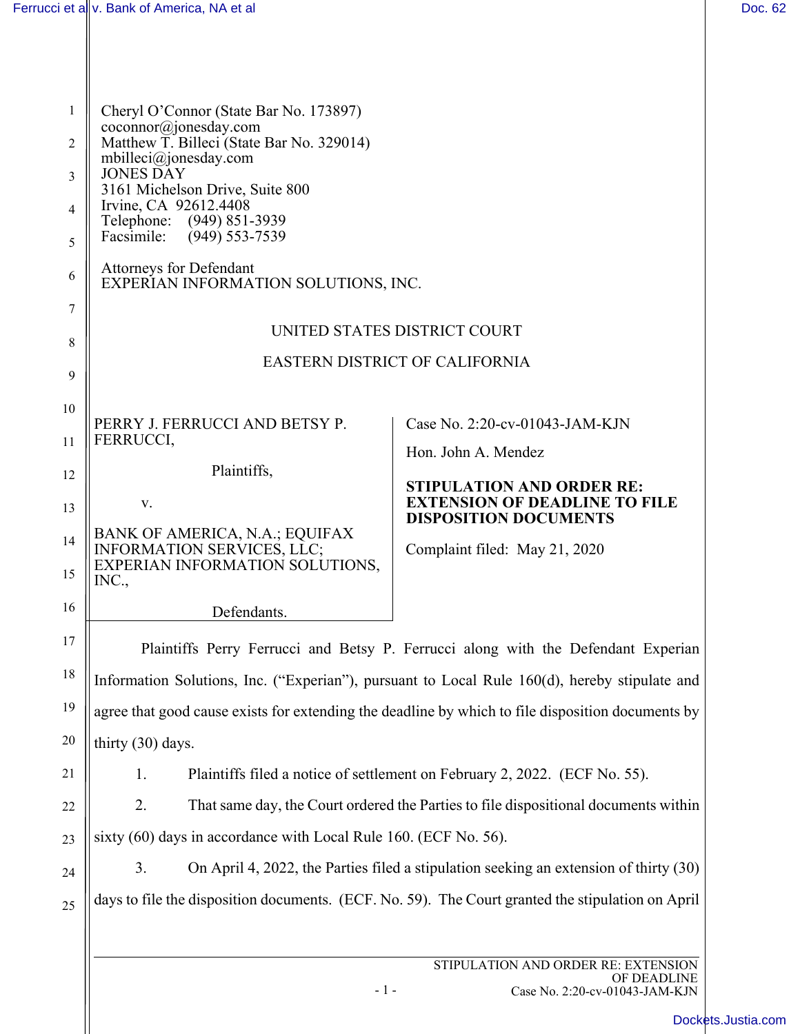Cheryl O'Connor (State Bar No. 173897)
coconnor@jonesday.com
Matthew T. Billeci (State Bar No. 329014)
mbilleci@jonesday.com
JONES DAY
3161 Michelson Drive, Suite 800
Irvine, CA 92612.4408
Telephone: (949) 851-3939
Facsimile: (949) 553-7539

Attorneys for Defendant
EXPERIAN INFORMATION SOLUTIONS, INC.

UNITED STATES DISTRICT COURT

EASTERN DISTRICT OF CALIFORNIA

| | |
|---|---|
| PERRY J. FERRUCCI AND BETSY P. FERRUCCI,<br><br>Plaintiffs,<br><br>v.<br><br>BANK OF AMERICA, N.A.; EQUIFAX INFORMATION SERVICES, LLC; EXPERIAN INFORMATION SOLUTIONS, INC.,<br><br>Defendants. | Case No. 2:20-cv-01043-JAM-KJN<br><br>Hon. John A. Mendez<br><br>**STIPULATION AND ORDER RE: EXTENSION OF DEADLINE TO FILE DISPOSITION DOCUMENTS**<br><br>Complaint filed: May 21, 2020 |

Plaintiffs Perry Ferrucci and Betsy P. Ferrucci along with the Defendant Experian Information Solutions, Inc. ("Experian"), pursuant to Local Rule 160(d), hereby stipulate and agree that good cause exists for extending the deadline by which to file disposition documents by thirty (30) days.

1. Plaintiffs filed a notice of settlement on February 2, 2022. (ECF No. 55).

2. That same day, the Court ordered the Parties to file dispositional documents within sixty (60) days in accordance with Local Rule 160. (ECF No. 56).

3. On April 4, 2022, the Parties filed a stipulation seeking an extension of thirty (30) days to file the disposition documents. (ECF. No. 59). The Court granted the stipulation on April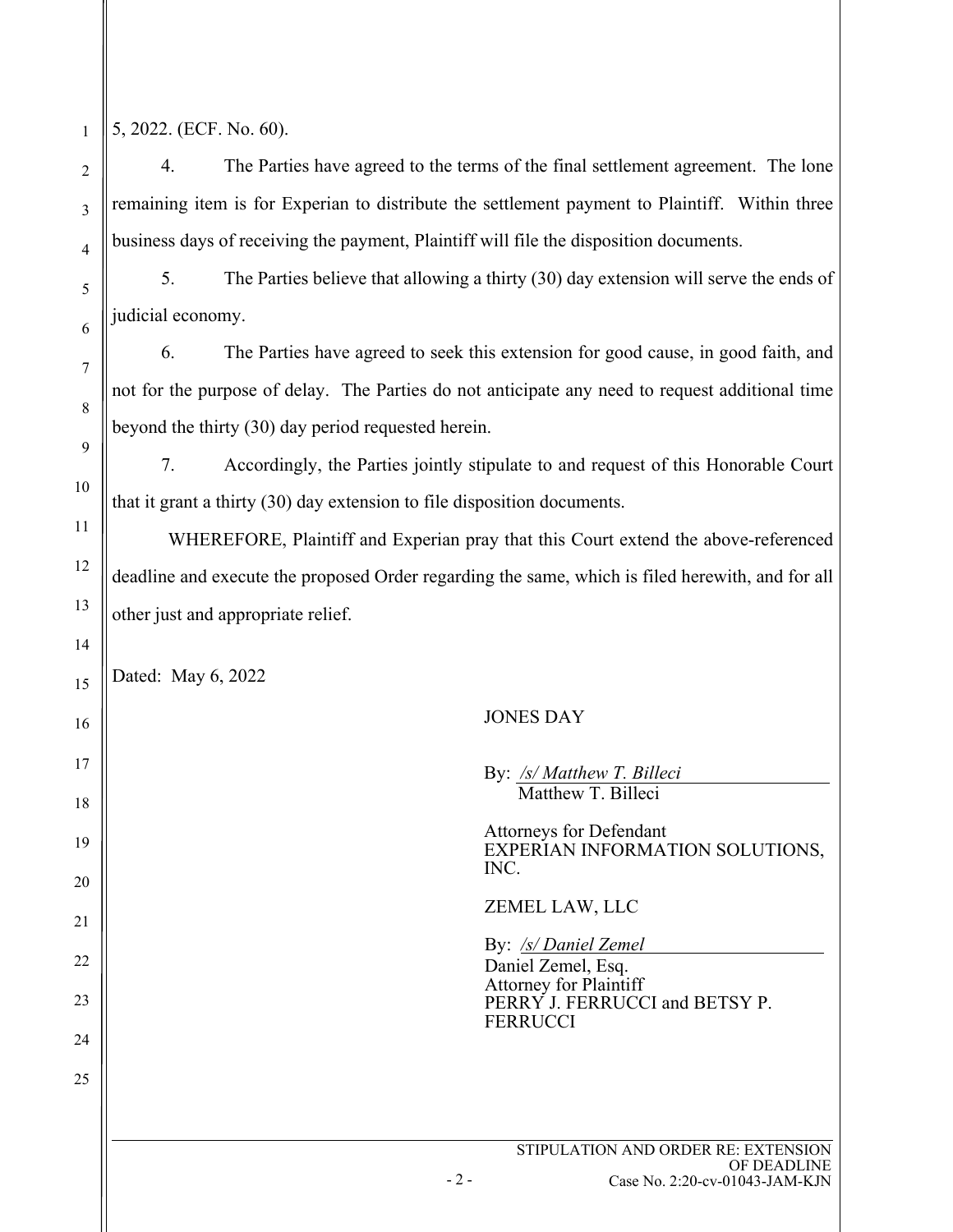5, 2022. (ECF. No. 60).

4. The Parties have agreed to the terms of the final settlement agreement. The lone remaining item is for Experian to distribute the settlement payment to Plaintiff. Within three business days of receiving the payment, Plaintiff will file the disposition documents.

5. The Parties believe that allowing a thirty (30) day extension will serve the ends of judicial economy.

6. The Parties have agreed to seek this extension for good cause, in good faith, and not for the purpose of delay. The Parties do not anticipate any need to request additional time beyond the thirty (30) day period requested herein.

7. Accordingly, the Parties jointly stipulate to and request of this Honorable Court that it grant a thirty (30) day extension to file disposition documents.

WHEREFORE, Plaintiff and Experian pray that this Court extend the above-referenced deadline and execute the proposed Order regarding the same, which is filed herewith, and for all other just and appropriate relief.

Dated: May 6, 2022

JONES DAY

By: */s/ Matthew T. Billeci*
Matthew T. Billeci

Attorneys for Defendant
EXPERIAN INFORMATION SOLUTIONS, INC.

ZEMEL LAW, LLC

By: */s/ Daniel Zemel*
Daniel Zemel, Esq.
Attorney for Plaintiff
PERRY J. FERRUCCI and BETSY P. FERRUCCI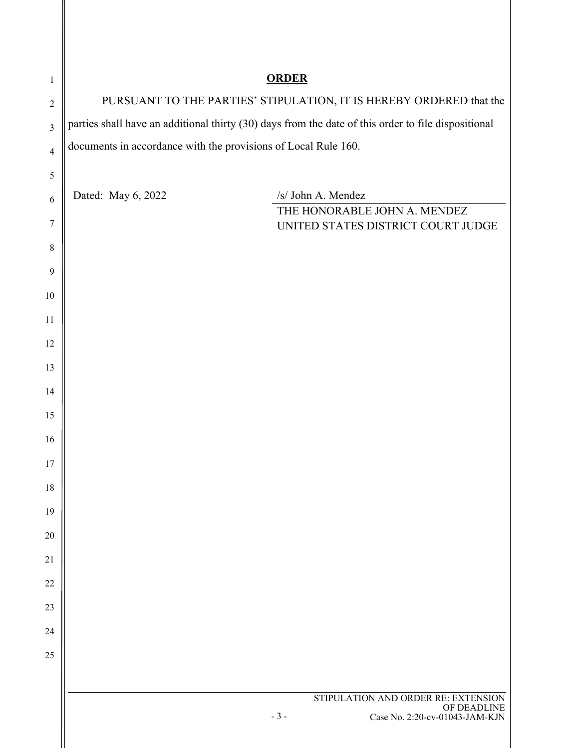**ORDER**

PURSUANT TO THE PARTIES' STIPULATION, IT IS HEREBY ORDERED that the parties shall have an additional thirty (30) days from the date of this order to file dispositional documents in accordance with the provisions of Local Rule 160.

Dated: May 6, 2022

/s/ John A. Mendez
THE HONORABLE JOHN A. MENDEZ
UNITED STATES DISTRICT COURT JUDGE